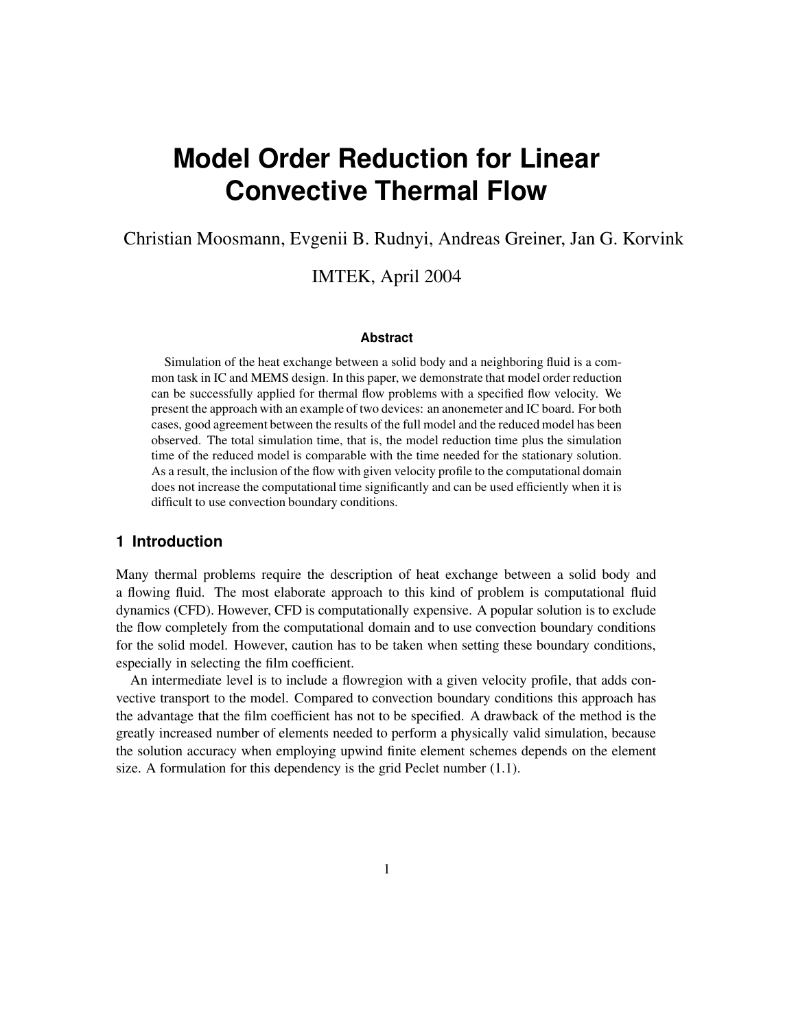# Model Order Reduction for Linear Convective Thermal Flow

Christian Moosmann, Evgenii B. Rudnyi, Andreas Greiner, Jan G. Korvink

IMTEK, April 2004

#### Abstract

Simulation of the heat exchange between a solid body and a neighboring fluid is a common task in IC and MEMS design. In this paper, we demonstrate that model order reduction can be successfully applied for thermal flow problems with a specified flow velocity. We present the approach with an example of two devices: an anonemeter and IC board. For both cases, good agreement between the results of the full model and the reduced model has been observed. The total simulation time, that is, the model reduction time plus the simulation time of the reduced model is comparable with the time needed for the stationary solution. As a result, the inclusion of the flow with given velocity profile to the computational domain does not increase the computational time significantly and can be used efficiently when it is difficult to use convection boundary conditions.

## 1 Introduction

Many thermal problems require the description of heat exchange between a solid body and a flowing fluid. The most elaborate approach to this kind of problem is computational fluid dynamics (CFD). However, CFD is computationally expensive. A popular solution is to exclude the flow completely from the computational domain and to use convection boundary conditions for the solid model. However, caution has to be taken when setting these boundary conditions, especially in selecting the film coefficient.

An intermediate level is to include a flowregion with a given velocity profile, that adds convective transport to the model. Compared to convection boundary conditions this approach has the advantage that the film coefficient has not to be specified. A drawback of the method is the greatly increased number of elements needed to perform a physically valid simulation, because the solution accuracy when employing upwind finite element schemes depends on the element size. A formulation for this dependency is the grid Peclet number (1.1).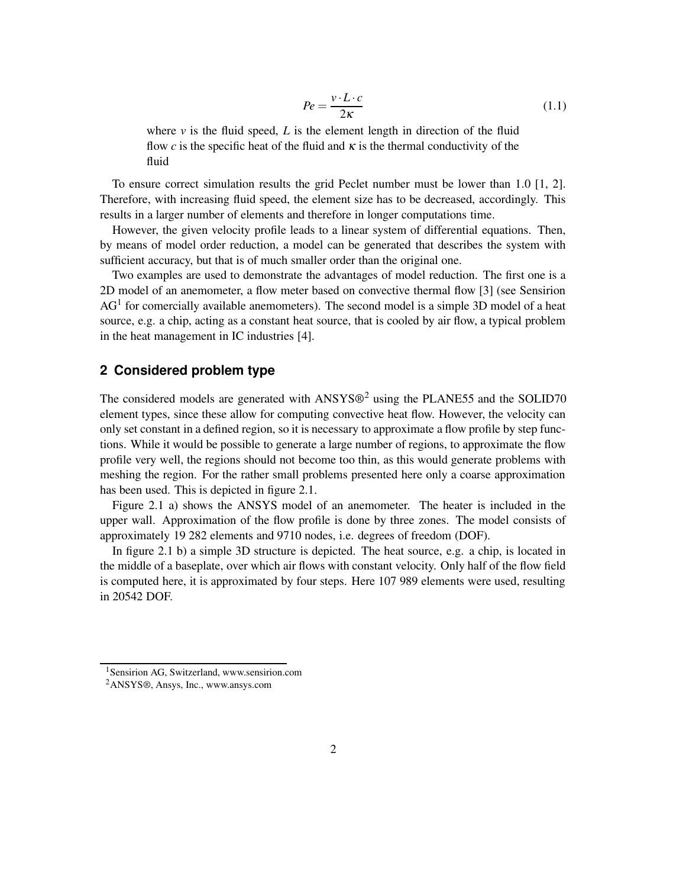$$Pe = \frac{v \cdot L \cdot c}{2\kappa} \tag{1.1}$$

where $v$ is the fluid speed, $L$ is the element length in direction of the fluid flow $c$ is the specific heat of the fluid and $\kappa$ is the thermal conductivity of the fluid

To ensure correct simulation results the grid Peclet number must be lower than 1.0 [1, 2]. Therefore, with increasing fluid speed, the element size has to be decreased, accordingly. This results in a larger number of elements and therefore in longer computations time.

However, the given velocity profile leads to a linear system of differential equations. Then, by means of model order reduction, a model can be generated that describes the system with sufficient accuracy, but that is of much smaller order than the original one.

Two examples are used to demonstrate the advantages of model reduction. The first one is a 2D model of an anemometer, a flow meter based on convective thermal flow [3] (see Sensirion AG[1] for comercially available anemometers). The second model is a simple 3D model of a heat source, e.g. a chip, acting as a constant heat source, that is cooled by air flow, a typical problem in the heat management in IC industries [4].

## 2 Considered problem type

The considered models are generated with ANSYS®[2] using the PLANE55 and the SOLID70 element types, since these allow for computing convective heat flow. However, the velocity can only set constant in a defined region, so it is necessary to approximate a flow profile by step functions. While it would be possible to generate a large number of regions, to approximate the flow profile very well, the regions should not become too thin, as this would generate problems with meshing the region. For the rather small problems presented here only a coarse approximation has been used. This is depicted in figure 2.1.

Figure 2.1 a) shows the ANSYS model of an anemometer. The heater is included in the upper wall. Approximation of the flow profile is done by three zones. The model consists of approximately 19 282 elements and 9710 nodes, i.e. degrees of freedom (DOF).

In figure 2.1 b) a simple 3D structure is depicted. The heat source, e.g. a chip, is located in the middle of a baseplate, over which air flows with constant velocity. Only half of the flow field is computed here, it is approximated by four steps. Here 107 989 elements were used, resulting in 20542 DOF.

---

[1] Sensirion AG, Switzerland, www.sensirion.com

[2] ANSYS®, Ansys, Inc., www.ansys.com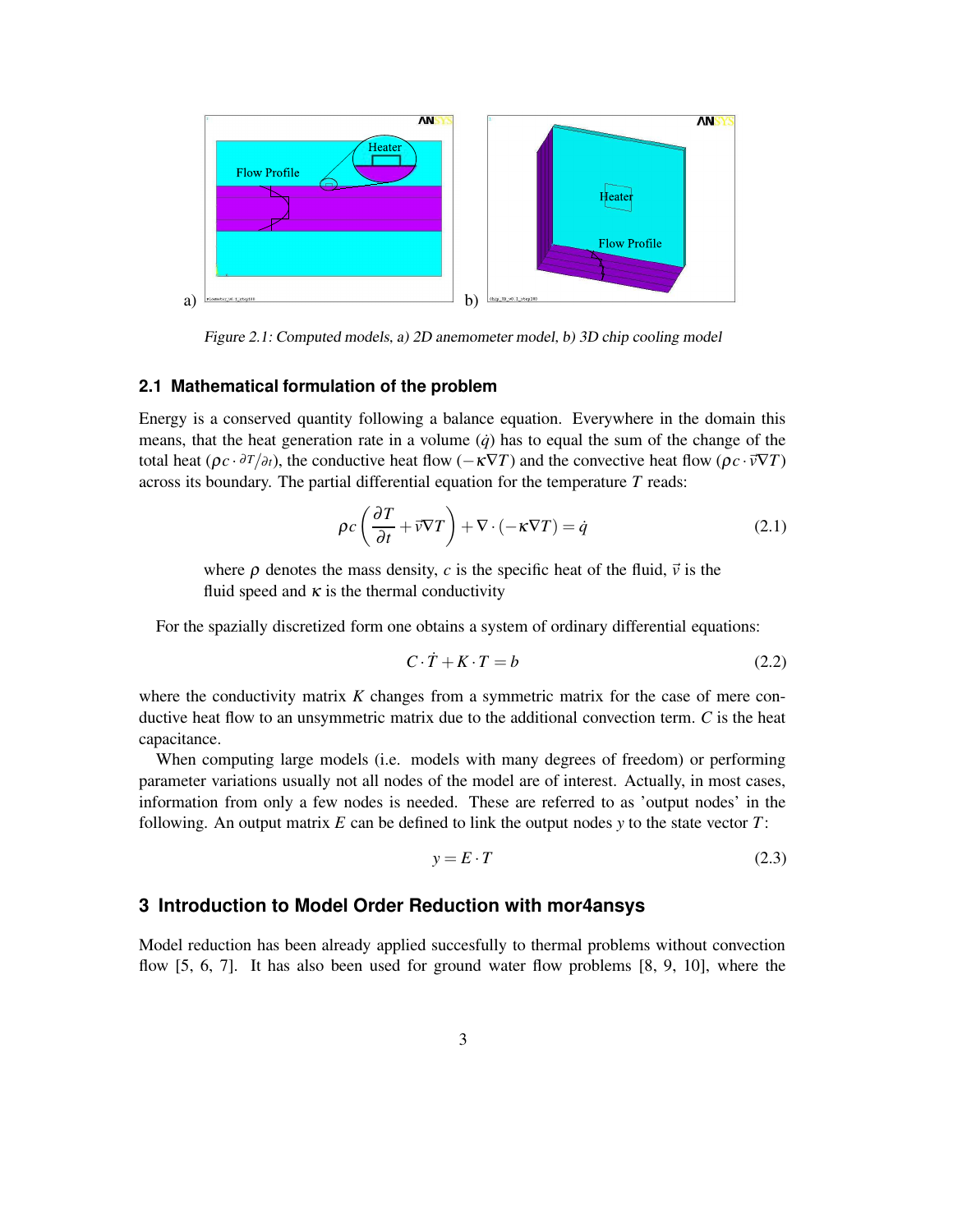Figure 2.1: Computed models, a) 2D anemometer model, b) 3D chip cooling model

## 2.1 Mathematical formulation of the problem

Energy is a conserved quantity following a balance equation. Everywhere in the domain this means, that the heat generation rate in a volume ($\dot{q}$) has to equal the sum of the change of the total heat ($\rho c \cdot \partial T/\partial t$), the conductive heat flow ($-\kappa \nabla T$) and the convective heat flow ($\rho c \cdot \vec{v} \nabla T$) across its boundary. The partial differential equation for the temperature $T$ reads:

$$\rho c \left( \frac{\partial T}{\partial t} + \vec{v} \nabla T \right) + \nabla \cdot (-\kappa \nabla T) = \dot{q} \tag{2.1}$$

where $\rho$ denotes the mass density, $c$ is the specific heat of the fluid, $\vec{v}$ is the fluid speed and $\kappa$ is the thermal conductivity

For the spazially discretized form one obtains a system of ordinary differential equations:

$$C \cdot \dot{T} + K \cdot T = b \tag{2.2}$$

where the conductivity matrix $K$ changes from a symmetric matrix for the case of mere conductive heat flow to an unsymmetric matrix due to the additional convection term. $C$ is the heat capacitance.

When computing large models (i.e. models with many degrees of freedom) or performing parameter variations usually not all nodes of the model are of interest. Actually, in most cases, information from only a few nodes is needed. These are referred to as 'output nodes' in the following. An output matrix $E$ can be defined to link the output nodes $y$ to the state vector $T$:

$$y = E \cdot T \tag{2.3}$$

# 3 Introduction to Model Order Reduction with mor4ansys

Model reduction has been already applied succesfully to thermal problems without convection flow [5, 6, 7]. It has also been used for ground water flow problems [8, 9, 10], where the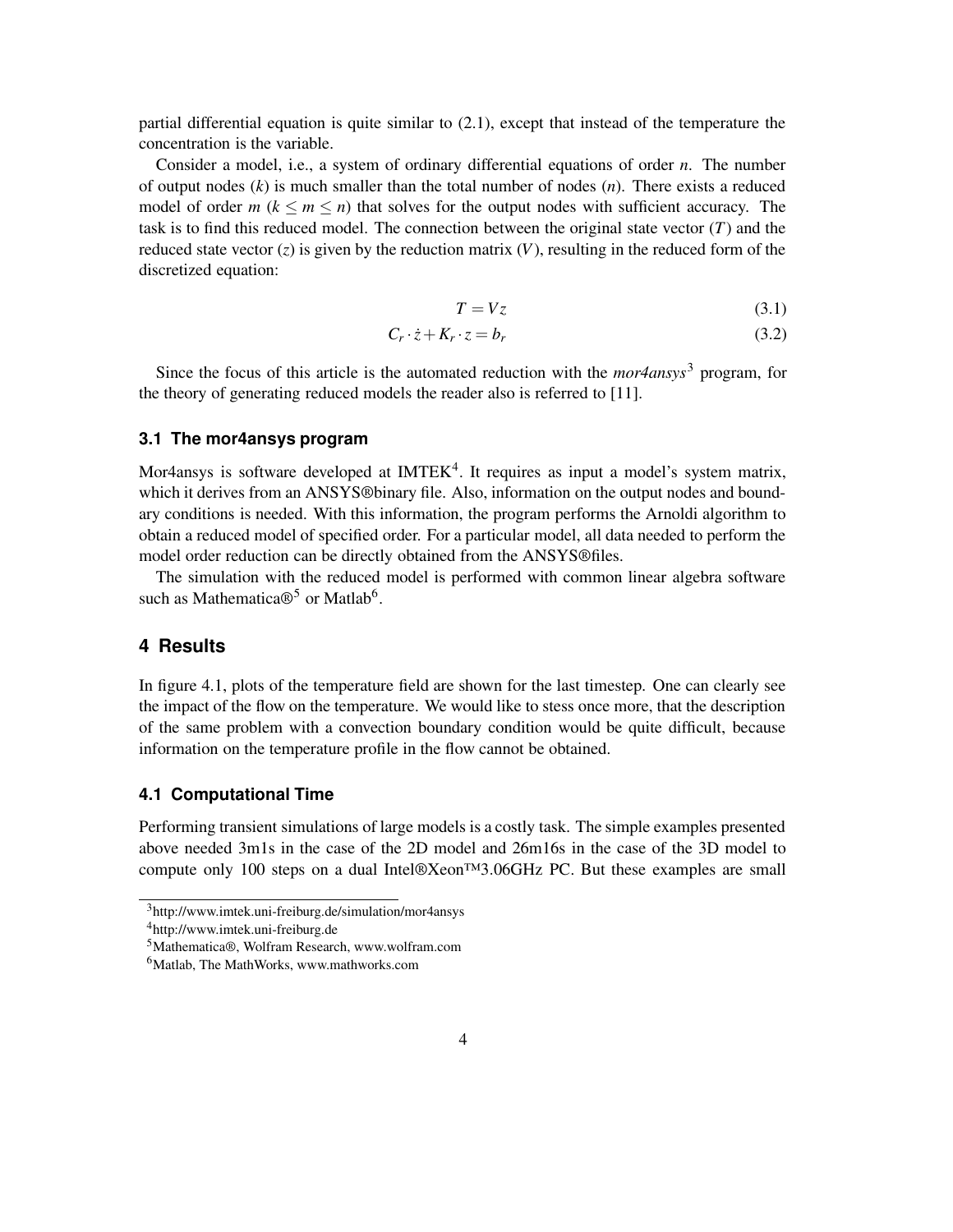partial differential equation is quite similar to (2.1), except that instead of the temperature the concentration is the variable.

Consider a model, i.e., a system of ordinary differential equations of order $n$. The number of output nodes ($k$) is much smaller than the total number of nodes ($n$). There exists a reduced model of order $m$ ($k \leq m \leq n$) that solves for the output nodes with sufficient accuracy. The task is to find this reduced model. The connection between the original state vector ($T$) and the reduced state vector ($z$) is given by the reduction matrix ($V$), resulting in the reduced form of the discretized equation:

$$T = Vz \tag{3.1}$$

$$C_r \cdot \dot{z} + K_r \cdot z = b_r \tag{3.2}$$

Since the focus of this article is the automated reduction with the *mor4ansys*[3] program, for the theory of generating reduced models the reader also is referred to [11].

### 3.1 The mor4ansys program

Mor4ansys is software developed at IMTEK[4]. It requires as input a model's system matrix, which it derives from an ANSYS®binary file. Also, information on the output nodes and boundary conditions is needed. With this information, the program performs the Arnoldi algorithm to obtain a reduced model of specified order. For a particular model, all data needed to perform the model order reduction can be directly obtained from the ANSYS®files.

The simulation with the reduced model is performed with common linear algebra software such as Mathematica®[5] or Matlab[6].

## 4 Results

In figure 4.1, plots of the temperature field are shown for the last timestep. One can clearly see the impact of the flow on the temperature. We would like to stess once more, that the description of the same problem with a convection boundary condition would be quite difficult, because information on the temperature profile in the flow cannot be obtained.

### 4.1 Computational Time

Performing transient simulations of large models is a costly task. The simple examples presented above needed 3m1s in the case of the 2D model and 26m16s in the case of the 3D model to compute only 100 steps on a dual Intel®Xeon™3.06GHz PC. But these examples are small

[3] http://www.imtek.uni-freiburg.de/simulation/mor4ansys

[4] http://www.imtek.uni-freiburg.de

[5] Mathematica®, Wolfram Research, www.wolfram.com

[6] Matlab, The MathWorks, www.mathworks.com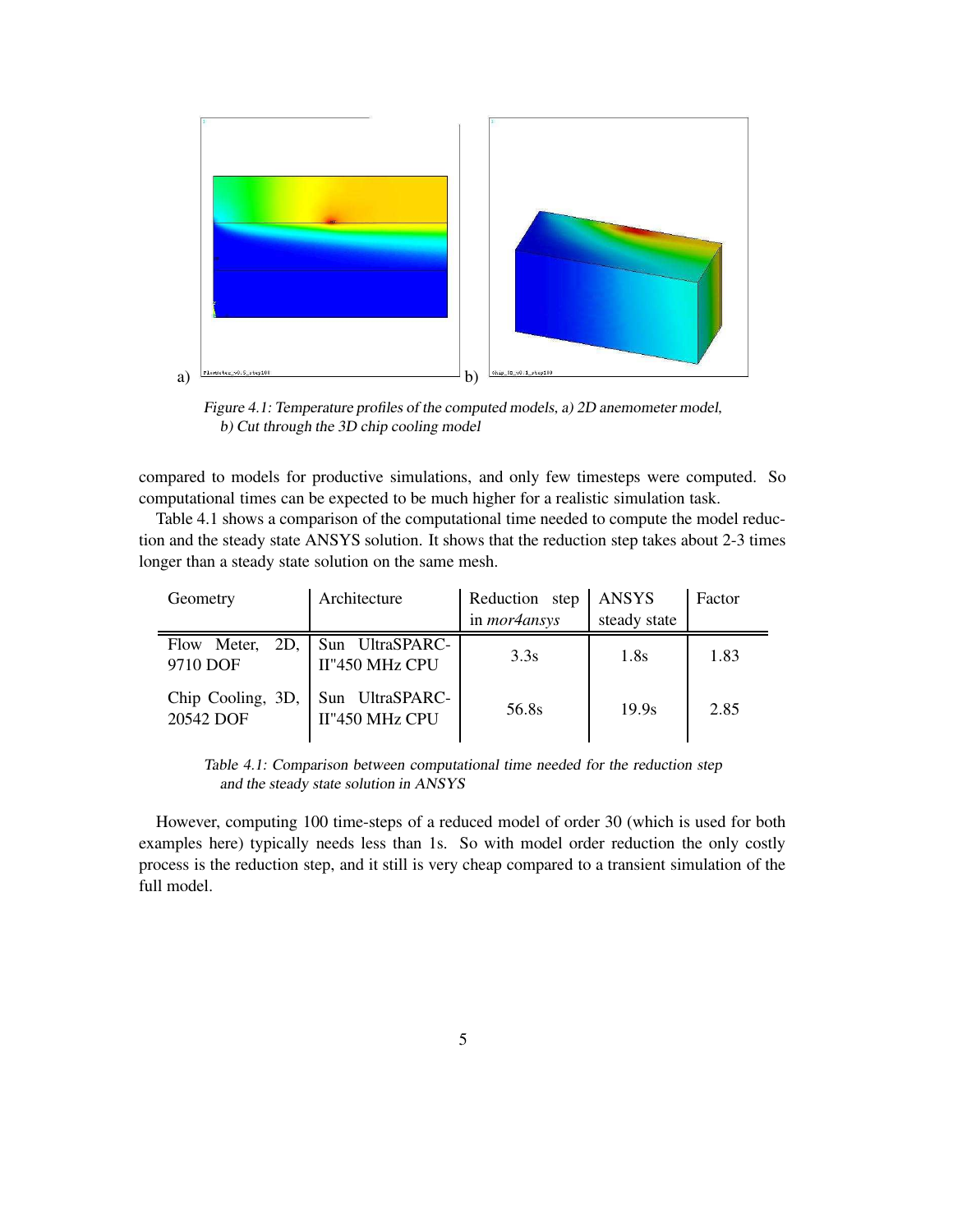Figure 4.1: Temperature profiles of the computed models, a) 2D anemometer model, b) Cut through the 3D chip cooling model

compared to models for productive simulations, and only few timesteps were computed. So computational times can be expected to be much higher for a realistic simulation task.

Table 4.1 shows a comparison of the computational time needed to compute the model reduction and the steady state ANSYS solution. It shows that the reduction step takes about 2-3 times longer than a steady state solution on the same mesh.

| Geometry | Architecture | Reduction step in *mor4ansys* | ANSYS steady state | Factor |
|---|---|---|---|---|
| Flow Meter, 2D, 9710 DOF | Sun UltraSPARC-II"450 MHz CPU | 3.3s | 1.8s | 1.83 |
| Chip Cooling, 3D, 20542 DOF | Sun UltraSPARC-II"450 MHz CPU | 56.8s | 19.9s | 2.85 |

Table 4.1: Comparison between computational time needed for the reduction step and the steady state solution in ANSYS

However, computing 100 time-steps of a reduced model of order 30 (which is used for both examples here) typically needs less than 1s. So with model order reduction the only costly process is the reduction step, and it still is very cheap compared to a transient simulation of the full model.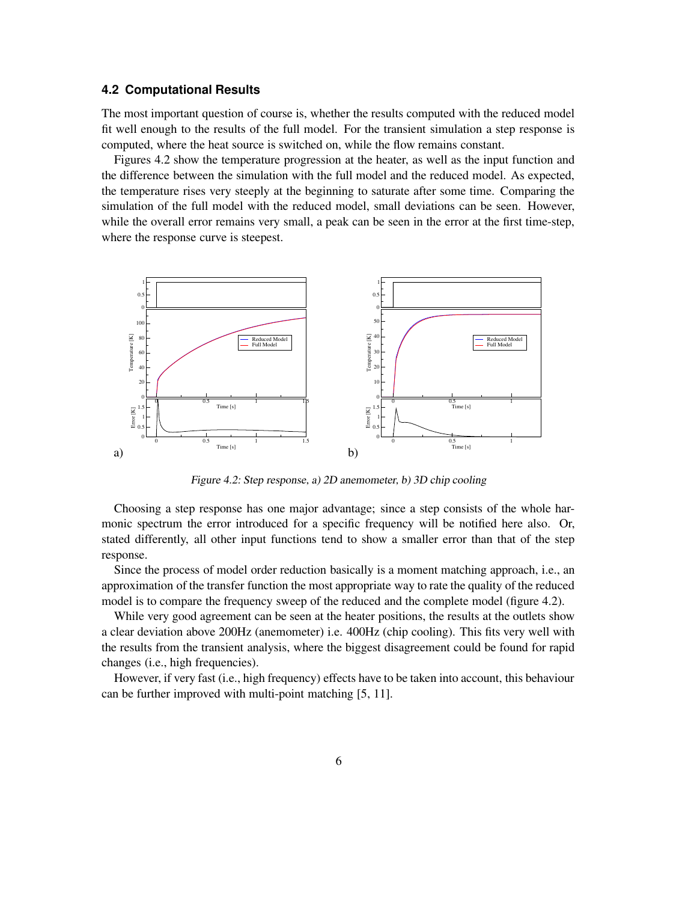### 4.2 Computational Results

The most important question of course is, whether the results computed with the reduced model fit well enough to the results of the full model. For the transient simulation a step response is computed, where the heat source is switched on, while the flow remains constant.

Figures 4.2 show the temperature progression at the heater, as well as the input function and the difference between the simulation with the full model and the reduced model. As expected, the temperature rises very steeply at the beginning to saturate after some time. Comparing the simulation of the full model with the reduced model, small deviations can be seen. However, while the overall error remains very small, a peak can be seen in the error at the first time-step, where the response curve is steepest.

*Figure 4.2: Step response, a) 2D anemometer, b) 3D chip cooling*

Choosing a step response has one major advantage; since a step consists of the whole harmonic spectrum the error introduced for a specific frequency will be notified here also. Or, stated differently, all other input functions tend to show a smaller error than that of the step response.

Since the process of model order reduction basically is a moment matching approach, i.e., an approximation of the transfer function the most appropriate way to rate the quality of the reduced model is to compare the frequency sweep of the reduced and the complete model (figure 4.2).

While very good agreement can be seen at the heater positions, the results at the outlets show a clear deviation above 200Hz (anemometer) i.e. 400Hz (chip cooling). This fits very well with the results from the transient analysis, where the biggest disagreement could be found for rapid changes (i.e., high frequencies).

However, if very fast (i.e., high frequency) effects have to be taken into account, this behaviour can be further improved with multi-point matching [5, 11].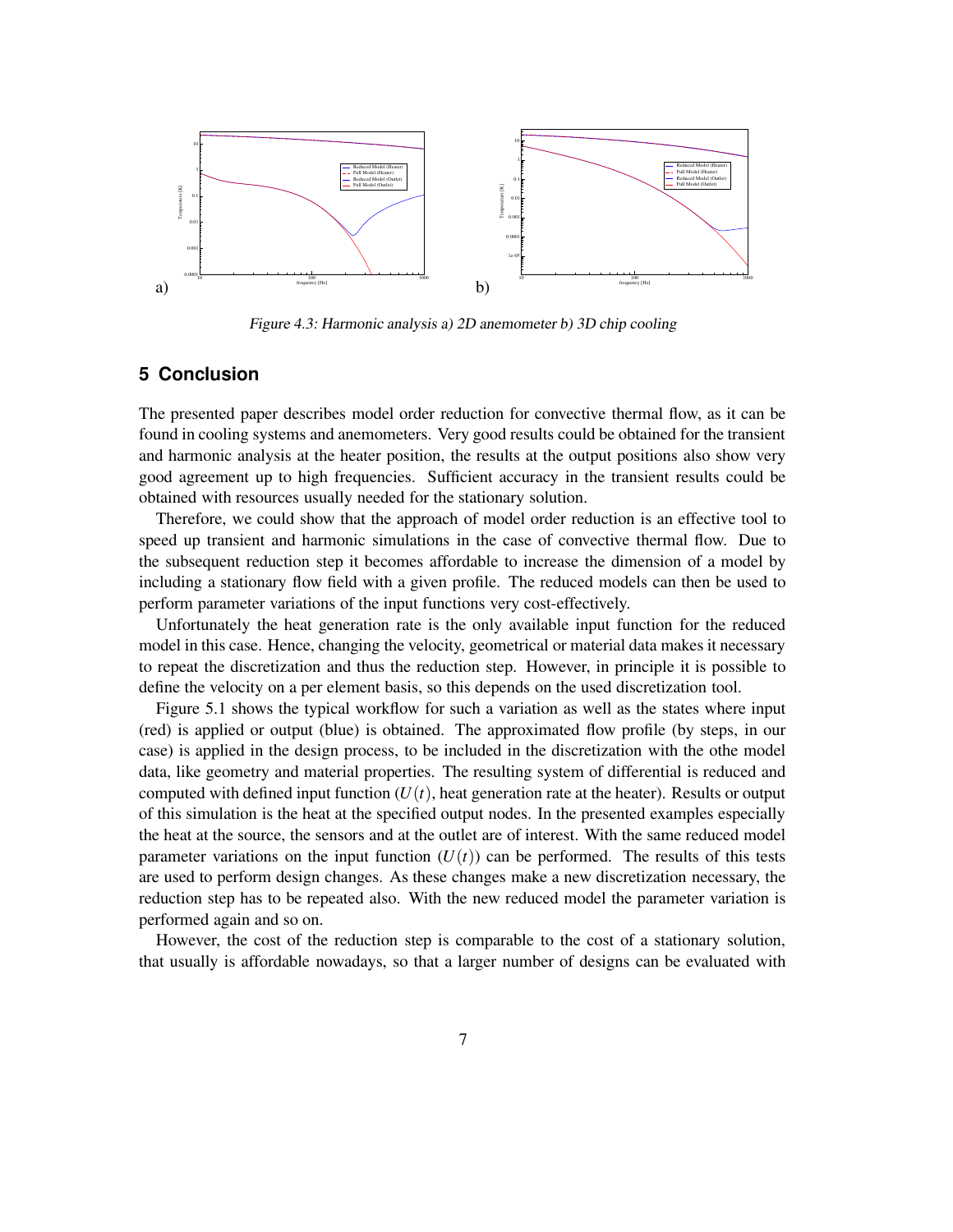Figure 4.3: Harmonic analysis a) 2D anemometer b) 3D chip cooling

## 5 Conclusion

The presented paper describes model order reduction for convective thermal flow, as it can be found in cooling systems and anemometers. Very good results could be obtained for the transient and harmonic analysis at the heater position, the results at the output positions also show very good agreement up to high frequencies. Sufficient accuracy in the transient results could be obtained with resources usually needed for the stationary solution.

Therefore, we could show that the approach of model order reduction is an effective tool to speed up transient and harmonic simulations in the case of convective thermal flow. Due to the subsequent reduction step it becomes affordable to increase the dimension of a model by including a stationary flow field with a given profile. The reduced models can then be used to perform parameter variations of the input functions very cost-effectively.

Unfortunately the heat generation rate is the only available input function for the reduced model in this case. Hence, changing the velocity, geometrical or material data makes it necessary to repeat the discretization and thus the reduction step. However, in principle it is possible to define the velocity on a per element basis, so this depends on the used discretization tool.

Figure 5.1 shows the typical workflow for such a variation as well as the states where input (red) is applied or output (blue) is obtained. The approximated flow profile (by steps, in our case) is applied in the design process, to be included in the discretization with the othe model data, like geometry and material properties. The resulting system of differential is reduced and computed with defined input function ($U(t)$, heat generation rate at the heater). Results or output of this simulation is the heat at the specified output nodes. In the presented examples especially the heat at the source, the sensors and at the outlet are of interest. With the same reduced model parameter variations on the input function ($U(t)$) can be performed. The results of this tests are used to perform design changes. As these changes make a new discretization necessary, the reduction step has to be repeated also. With the new reduced model the parameter variation is performed again and so on.

However, the cost of the reduction step is comparable to the cost of a stationary solution, that usually is affordable nowadays, so that a larger number of designs can be evaluated with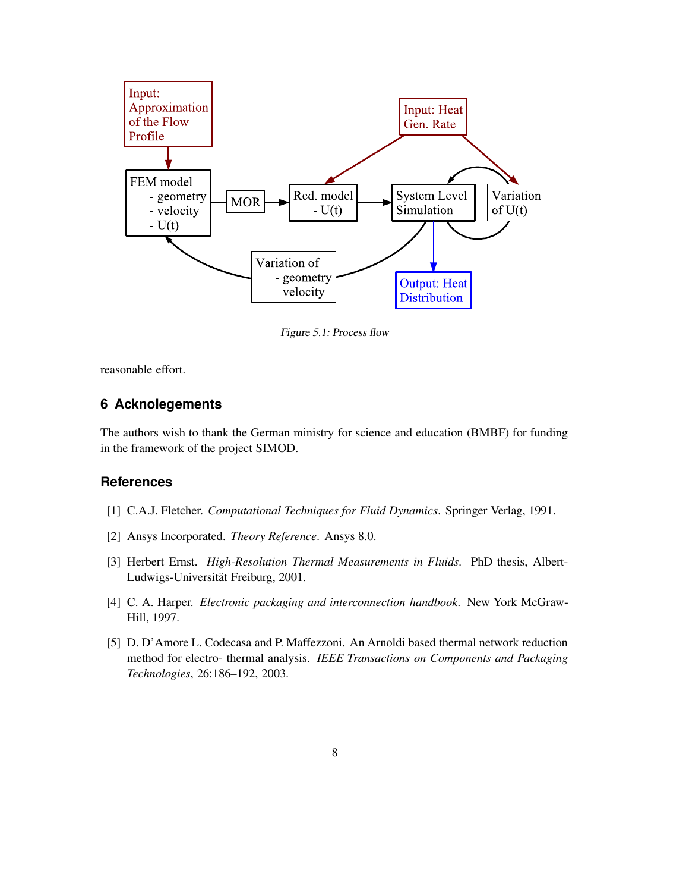Figure 5.1: Process flow

reasonable effort.

## 6 Acknolegements

The authors wish to thank the German ministry for science and education (BMBF) for funding in the framework of the project SIMOD.

## References

[1] C.A.J. Fletcher. *Computational Techniques for Fluid Dynamics*. Springer Verlag, 1991.

[2] Ansys Incorporated. *Theory Reference*. Ansys 8.0.

[3] Herbert Ernst. *High-Resolution Thermal Measurements in Fluids*. PhD thesis, Albert-Ludwigs-Universität Freiburg, 2001.

[4] C. A. Harper. *Electronic packaging and interconnection handbook*. New York McGraw-Hill, 1997.

[5] D. D'Amore L. Codecasa and P. Maffezzoni. An Arnoldi based thermal network reduction method for electro- thermal analysis. *IEEE Transactions on Components and Packaging Technologies*, 26:186–192, 2003.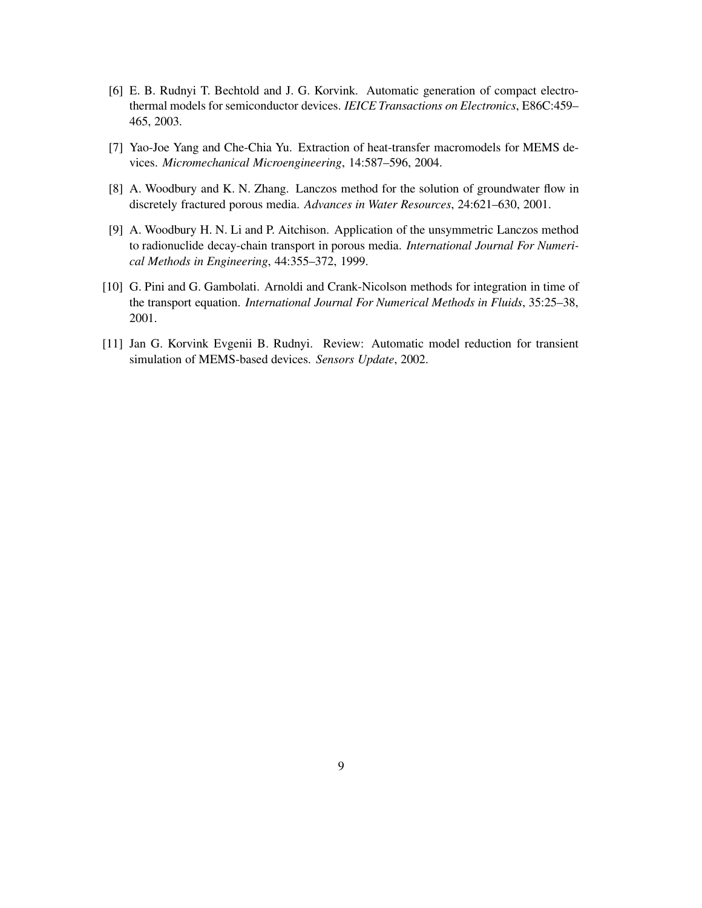[6] E. B. Rudnyi T. Bechtold and J. G. Korvink. Automatic generation of compact electro-thermal models for semiconductor devices. *IEICE Transactions on Electronics*, E86C:459–465, 2003.

[7] Yao-Joe Yang and Che-Chia Yu. Extraction of heat-transfer macromodels for MEMS devices. *Micromechanical Microengineering*, 14:587–596, 2004.

[8] A. Woodbury and K. N. Zhang. Lanczos method for the solution of groundwater flow in discretely fractured porous media. *Advances in Water Resources*, 24:621–630, 2001.

[9] A. Woodbury H. N. Li and P. Aitchison. Application of the unsymmetric Lanczos method to radionuclide decay-chain transport in porous media. *International Journal For Numerical Methods in Engineering*, 44:355–372, 1999.

[10] G. Pini and G. Gambolati. Arnoldi and Crank-Nicolson methods for integration in time of the transport equation. *International Journal For Numerical Methods in Fluids*, 35:25–38, 2001.

[11] Jan G. Korvink Evgenii B. Rudnyi. Review: Automatic model reduction for transient simulation of MEMS-based devices. *Sensors Update*, 2002.